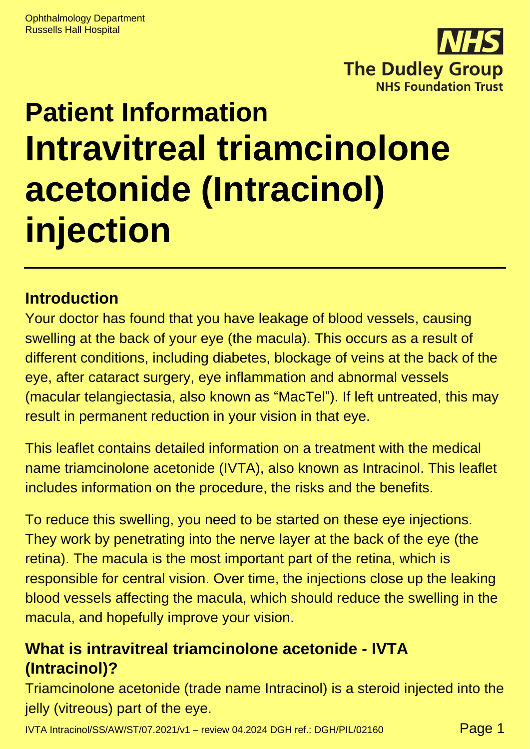Ophthalmology Department
Russells Hall Hospital

The Dudley Group
NHS Foundation Trust

# Patient Information
# Intravitreal triamcinolone acetonide (Intracinol) injection

## Introduction

Your doctor has found that you have leakage of blood vessels, causing swelling at the back of your eye (the macula). This occurs as a result of different conditions, including diabetes, blockage of veins at the back of the eye, after cataract surgery, eye inflammation and abnormal vessels (macular telangiectasia, also known as "MacTel"). If left untreated, this may result in permanent reduction in your vision in that eye.

This leaflet contains detailed information on a treatment with the medical name triamcinolone acetonide (IVTA), also known as Intracinol. This leaflet includes information on the procedure, the risks and the benefits.

To reduce this swelling, you need to be started on these eye injections. They work by penetrating into the nerve layer at the back of the eye (the retina). The macula is the most important part of the retina, which is responsible for central vision. Over time, the injections close up the leaking blood vessels affecting the macula, which should reduce the swelling in the macula, and hopefully improve your vision.

## What is intravitreal triamcinolone acetonide - IVTA (Intracinol)?

Triamcinolone acetonide (trade name Intracinol) is a steroid injected into the jelly (vitreous) part of the eye.

IVTA Intracinol/SS/AW/ST/07.2021/v1 – review 04.2024 DGH ref.: DGH/PIL/02160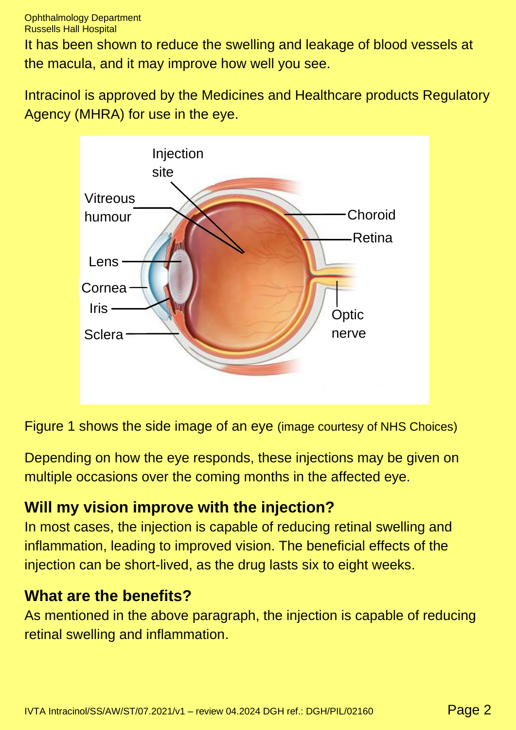It has been shown to reduce the swelling and leakage of blood vessels at the macula, and it may improve how well you see.

Intracinol is approved by the Medicines and Healthcare products Regulatory Agency (MHRA) for use in the eye.

Injection site
Vitreous humour
Lens
Cornea
Iris
Sclera
Choroid
Retina
Optic nerve

Figure 1 shows the side image of an eye (image courtesy of NHS Choices)

Depending on how the eye responds, these injections may be given on multiple occasions over the coming months in the affected eye.

## Will my vision improve with the injection?

In most cases, the injection is capable of reducing retinal swelling and inflammation, leading to improved vision. The beneficial effects of the injection can be short-lived, as the drug lasts six to eight weeks.

## What are the benefits?

As mentioned in the above paragraph, the injection is capable of reducing retinal swelling and inflammation.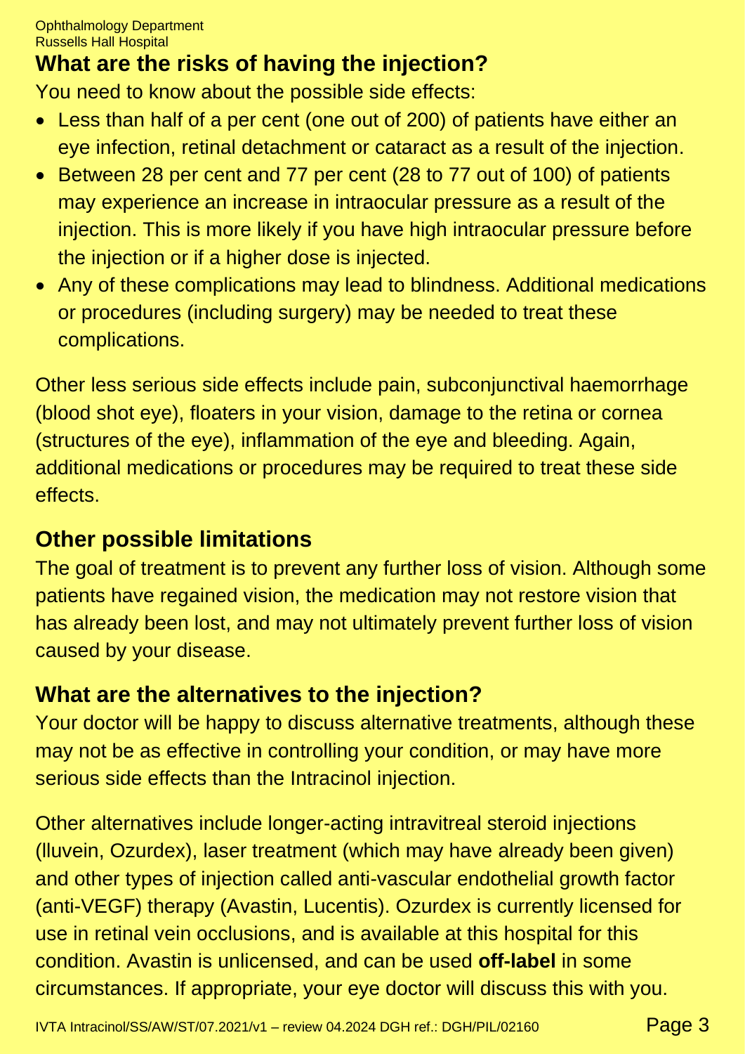## What are the risks of having the injection?

You need to know about the possible side effects:

- Less than half of a per cent (one out of 200) of patients have either an eye infection, retinal detachment or cataract as a result of the injection.
- Between 28 per cent and 77 per cent (28 to 77 out of 100) of patients may experience an increase in intraocular pressure as a result of the injection. This is more likely if you have high intraocular pressure before the injection or if a higher dose is injected.
- Any of these complications may lead to blindness. Additional medications or procedures (including surgery) may be needed to treat these complications.

Other less serious side effects include pain, subconjunctival haemorrhage (blood shot eye), floaters in your vision, damage to the retina or cornea (structures of the eye), inflammation of the eye and bleeding. Again, additional medications or procedures may be required to treat these side effects.

## Other possible limitations

The goal of treatment is to prevent any further loss of vision. Although some patients have regained vision, the medication may not restore vision that has already been lost, and may not ultimately prevent further loss of vision caused by your disease.

## What are the alternatives to the injection?

Your doctor will be happy to discuss alternative treatments, although these may not be as effective in controlling your condition, or may have more serious side effects than the Intracinol injection.

Other alternatives include longer-acting intravitreal steroid injections (Iluvein, Ozurdex), laser treatment (which may have already been given) and other types of injection called anti-vascular endothelial growth factor (anti-VEGF) therapy (Avastin, Lucentis). Ozurdex is currently licensed for use in retinal vein occlusions, and is available at this hospital for this condition. Avastin is unlicensed, and can be used **off-label** in some circumstances. If appropriate, your eye doctor will discuss this with you.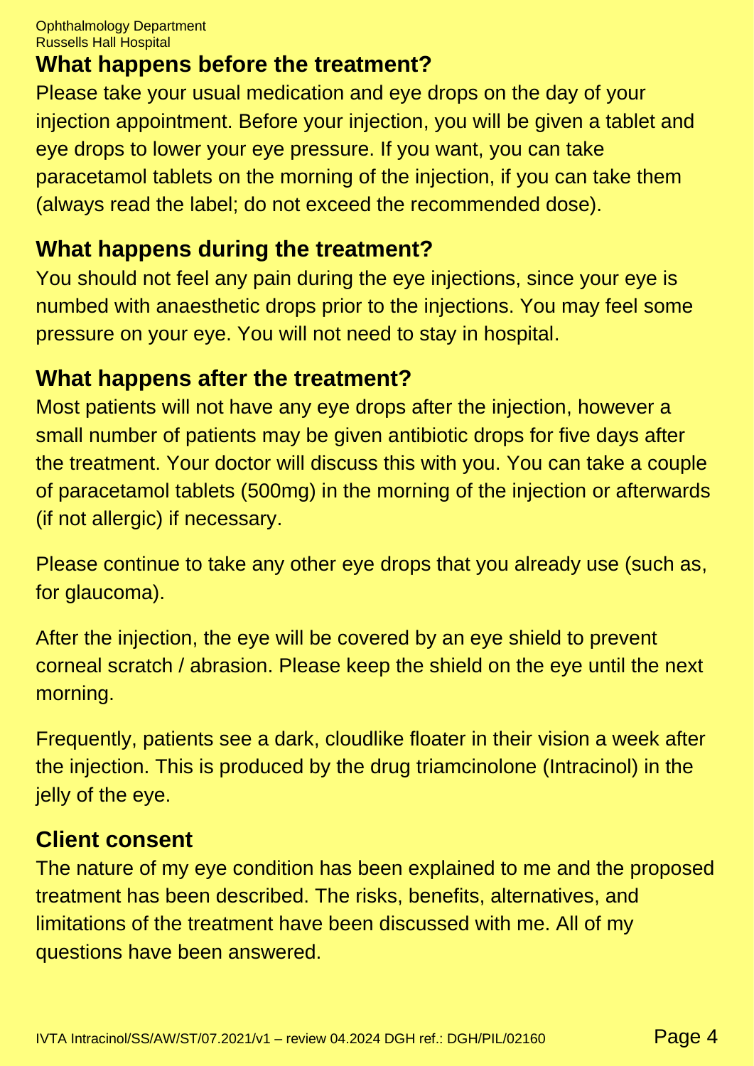## What happens before the treatment?

Please take your usual medication and eye drops on the day of your injection appointment. Before your injection, you will be given a tablet and eye drops to lower your eye pressure. If you want, you can take paracetamol tablets on the morning of the injection, if you can take them (always read the label; do not exceed the recommended dose).

## What happens during the treatment?

You should not feel any pain during the eye injections, since your eye is numbed with anaesthetic drops prior to the injections. You may feel some pressure on your eye. You will not need to stay in hospital.

## What happens after the treatment?

Most patients will not have any eye drops after the injection, however a small number of patients may be given antibiotic drops for five days after the treatment. Your doctor will discuss this with you. You can take a couple of paracetamol tablets (500mg) in the morning of the injection or afterwards (if not allergic) if necessary.

Please continue to take any other eye drops that you already use (such as, for glaucoma).

After the injection, the eye will be covered by an eye shield to prevent corneal scratch / abrasion. Please keep the shield on the eye until the next morning.

Frequently, patients see a dark, cloudlike floater in their vision a week after the injection. This is produced by the drug triamcinolone (Intracinol) in the jelly of the eye.

## Client consent

The nature of my eye condition has been explained to me and the proposed treatment has been described. The risks, benefits, alternatives, and limitations of the treatment have been discussed with me. All of my questions have been answered.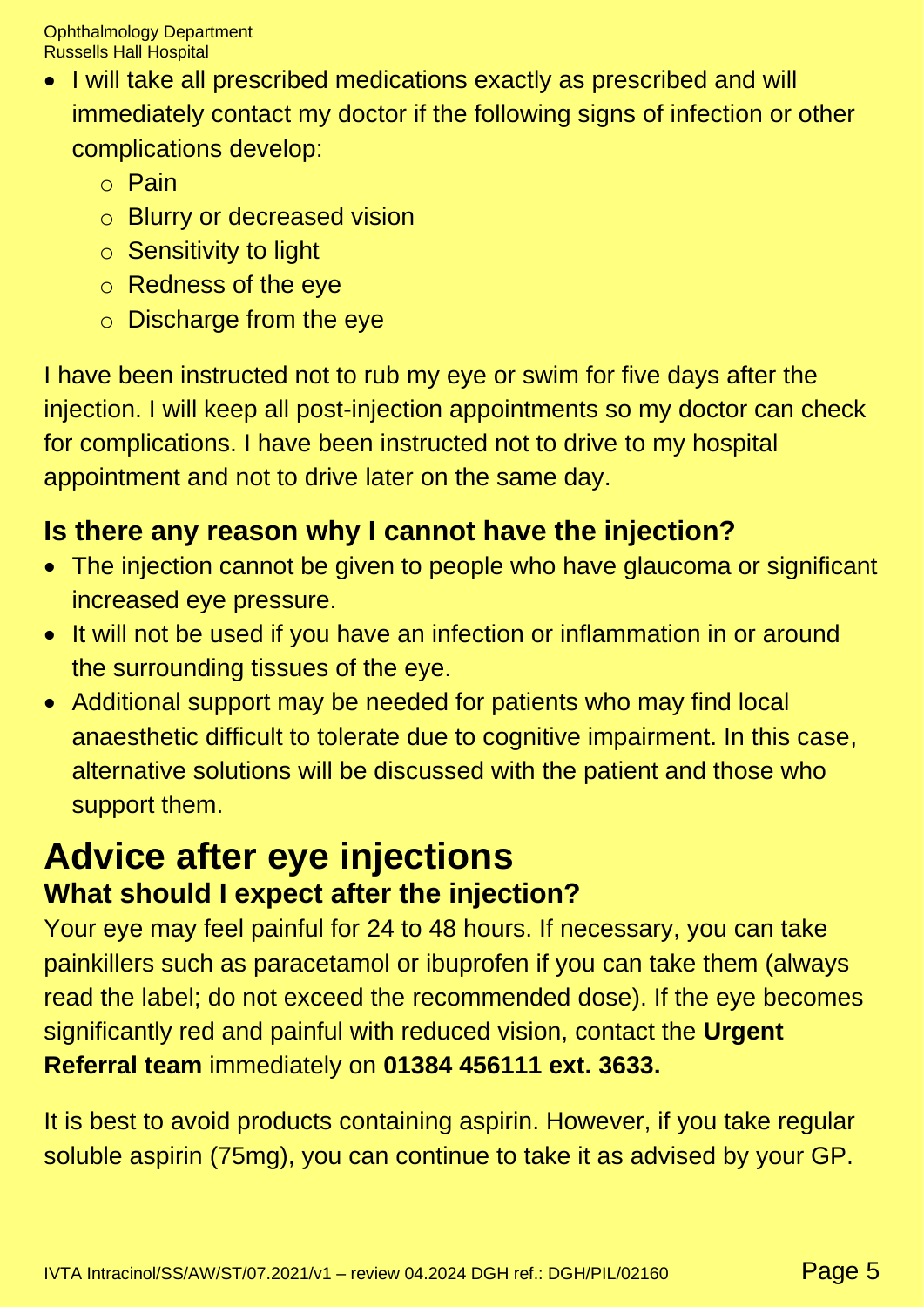- I will take all prescribed medications exactly as prescribed and will immediately contact my doctor if the following signs of infection or other complications develop:
  - Pain
  - Blurry or decreased vision
  - Sensitivity to light
  - Redness of the eye
  - Discharge from the eye

I have been instructed not to rub my eye or swim for five days after the injection. I will keep all post-injection appointments so my doctor can check for complications. I have been instructed not to drive to my hospital appointment and not to drive later on the same day.

### Is there any reason why I cannot have the injection?

- The injection cannot be given to people who have glaucoma or significant increased eye pressure.
- It will not be used if you have an infection or inflammation in or around the surrounding tissues of the eye.
- Additional support may be needed for patients who may find local anaesthetic difficult to tolerate due to cognitive impairment. In this case, alternative solutions will be discussed with the patient and those who support them.

## Advice after eye injections

### What should I expect after the injection?

Your eye may feel painful for 24 to 48 hours. If necessary, you can take painkillers such as paracetamol or ibuprofen if you can take them (always read the label; do not exceed the recommended dose). If the eye becomes significantly red and painful with reduced vision, contact the **Urgent Referral team** immediately on **01384 456111 ext. 3633.**

It is best to avoid products containing aspirin. However, if you take regular soluble aspirin (75mg), you can continue to take it as advised by your GP.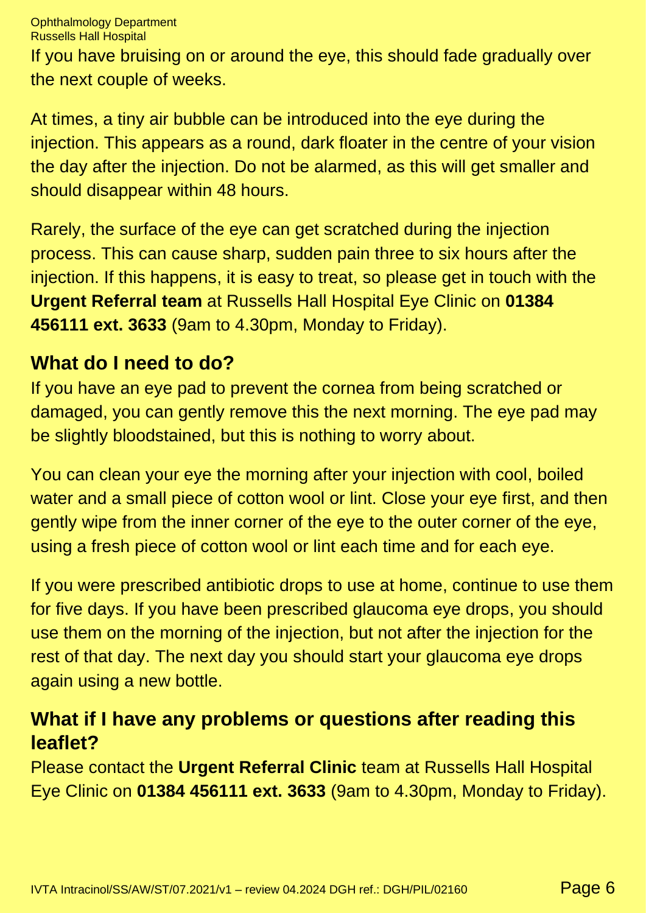If you have bruising on or around the eye, this should fade gradually over the next couple of weeks.

At times, a tiny air bubble can be introduced into the eye during the injection. This appears as a round, dark floater in the centre of your vision the day after the injection. Do not be alarmed, as this will get smaller and should disappear within 48 hours.

Rarely, the surface of the eye can get scratched during the injection process. This can cause sharp, sudden pain three to six hours after the injection. If this happens, it is easy to treat, so please get in touch with the **Urgent Referral team** at Russells Hall Hospital Eye Clinic on **01384 456111 ext. 3633** (9am to 4.30pm, Monday to Friday).

## What do I need to do?

If you have an eye pad to prevent the cornea from being scratched or damaged, you can gently remove this the next morning. The eye pad may be slightly bloodstained, but this is nothing to worry about.

You can clean your eye the morning after your injection with cool, boiled water and a small piece of cotton wool or lint. Close your eye first, and then gently wipe from the inner corner of the eye to the outer corner of the eye, using a fresh piece of cotton wool or lint each time and for each eye.

If you were prescribed antibiotic drops to use at home, continue to use them for five days. If you have been prescribed glaucoma eye drops, you should use them on the morning of the injection, but not after the injection for the rest of that day. The next day you should start your glaucoma eye drops again using a new bottle.

## What if I have any problems or questions after reading this leaflet?

Please contact the **Urgent Referral Clinic** team at Russells Hall Hospital Eye Clinic on **01384 456111 ext. 3633** (9am to 4.30pm, Monday to Friday).

IVTA Intracinol/SS/AW/ST/07.2021/v1 – review 04.2024 DGH ref.: DGH/PIL/02160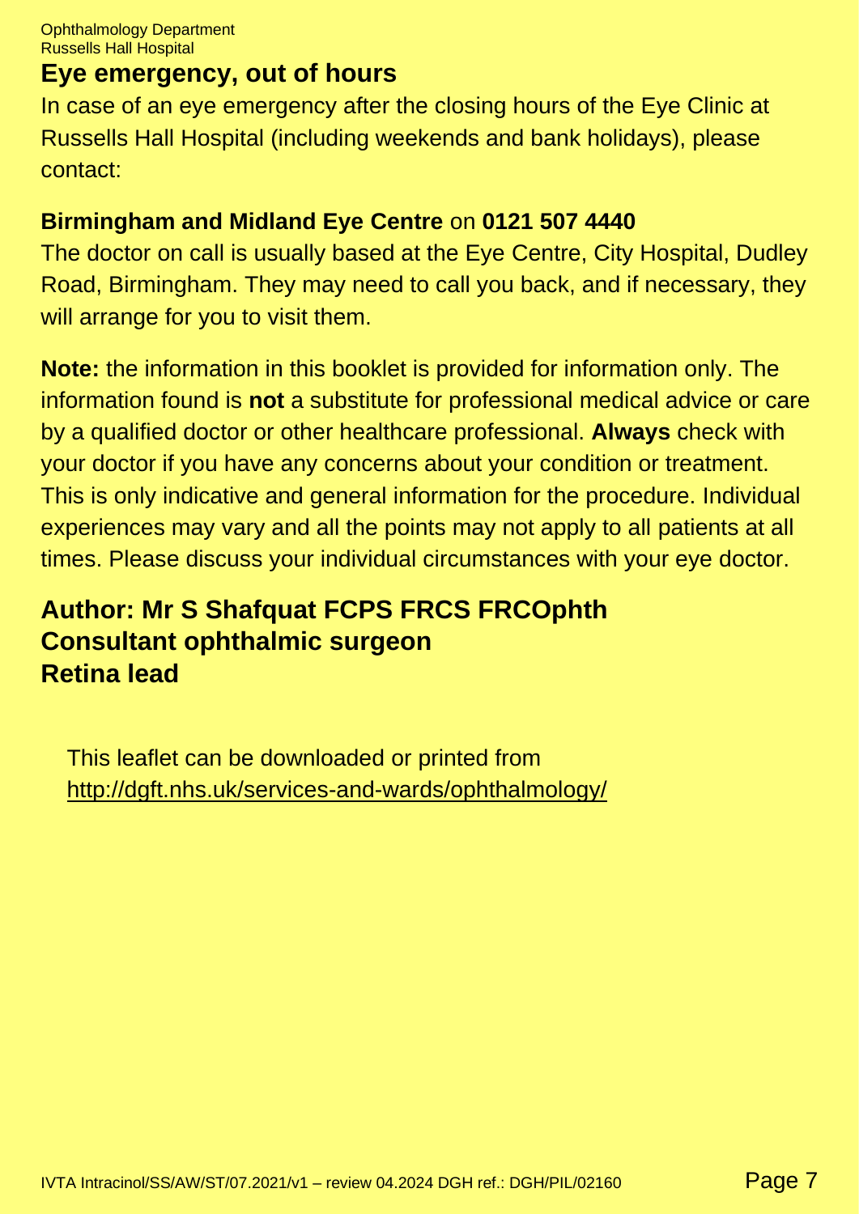## Eye emergency, out of hours

In case of an eye emergency after the closing hours of the Eye Clinic at Russells Hall Hospital (including weekends and bank holidays), please contact:

**Birmingham and Midland Eye Centre** on **0121 507 4440**

The doctor on call is usually based at the Eye Centre, City Hospital, Dudley Road, Birmingham. They may need to call you back, and if necessary, they will arrange for you to visit them.

**Note:** the information in this booklet is provided for information only. The information found is **not** a substitute for professional medical advice or care by a qualified doctor or other healthcare professional. **Always** check with your doctor if you have any concerns about your condition or treatment. This is only indicative and general information for the procedure. Individual experiences may vary and all the points may not apply to all patients at all times. Please discuss your individual circumstances with your eye doctor.

**Author: Mr S Shafquat FCPS FRCS FRCOphth**
**Consultant ophthalmic surgeon**
**Retina lead**

This leaflet can be downloaded or printed from
http://dgft.nhs.uk/services-and-wards/ophthalmology/

IVTA Intracinol/SS/AW/ST/07.2021/v1 – review 04.2024 DGH ref.: DGH/PIL/02160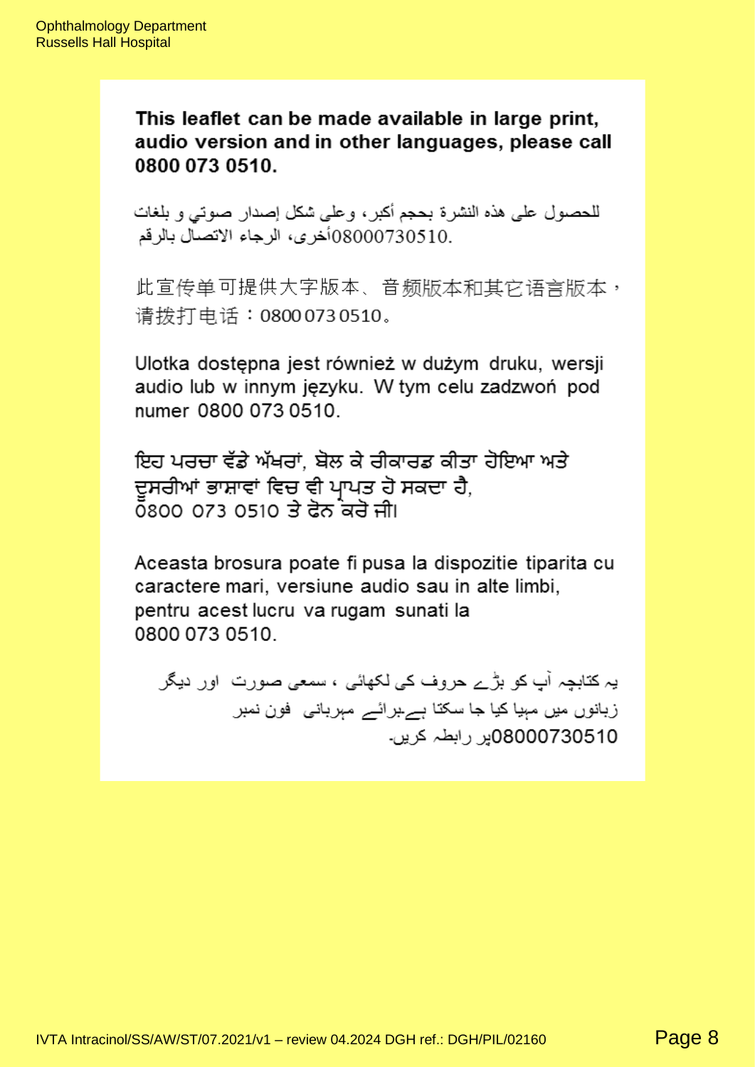**This leaflet can be made available in large print, audio version and in other languages, please call 0800 073 0510.**

للحصول على هذه النشرة بحجم أكبر، وعلى شكل إصدار صوتي و بلغات أخرى، الرجاء الاتصال بالرقم 08000730510.

此宣传单可提供大字版本、音频版本和其它语言版本，请拨打电话：0800 073 0510。

Ulotka dostępna jest również w dużym druku, wersji audio lub w innym języku. W tym celu zadzwoń pod numer 0800 073 0510.

ਇਹ ਪਰਚਾ ਵੱਡੇ ਅੱਖਰਾਂ, ਬੋਲ ਕੇ ਰੀਕਾਰਡ ਕੀਤਾ ਹੋਇਆ ਅਤੇ ਦੂਸਰੀਆਂ ਭਾਸ਼ਾਵਾਂ ਵਿਚ ਵੀ ਪ੍ਰਾਪਤ ਹੋ ਸਕਦਾ ਹੈ, 0800 073 0510 ਤੇ ਫੋਨ ਕਰੋ ਜੀ।

Aceasta brosura poate fi pusa la dispozitie tiparita cu caractere mari, versiune audio sau in alte limbi, pentru acest lucru va rugam sunati la 0800 073 0510.

یہ کتابچہ آپ کو بڑے حروف کی لکھائی ، سمعی صورت اور دیگر زبانوں میں مہیا کیا جا سکتا ہے۔برائے مہربانی فون نمبر 08000730510پر رابطہ کریں۔

IVTA Intracinol/SS/AW/ST/07.2021/v1 – review 04.2024 DGH ref.: DGH/PIL/02160